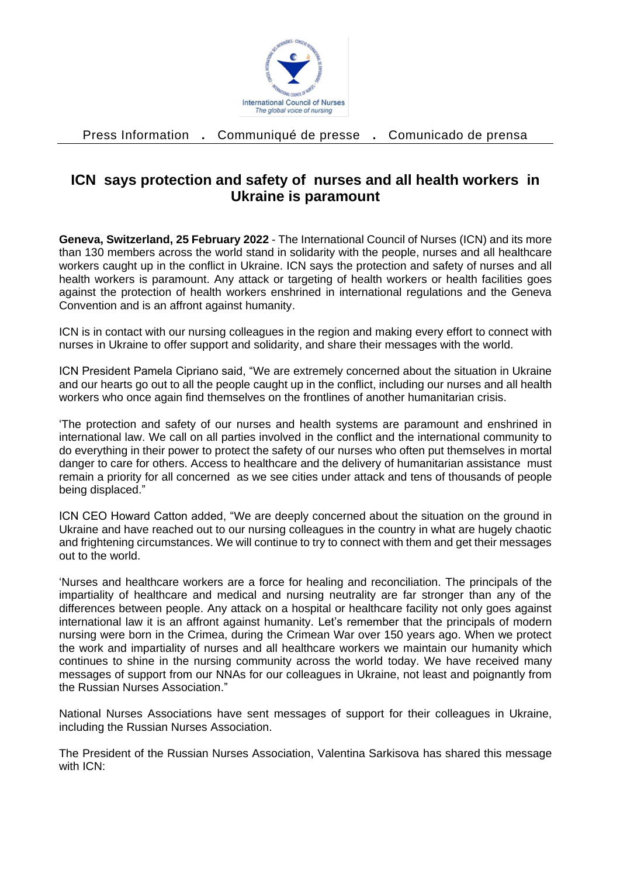Press Information . Communiqué de presse . Comunicado de prensa

# ICN says protection and safety of nurses and all health workers in Ukraine is paramount

**Geneva, Switzerland, 25 February 2022** - The International Council of Nurses (ICN) and its more than 130 members across the world stand in solidarity with the people, nurses and all healthcare workers caught up in the conflict in Ukraine. ICN says the protection and safety of nurses and all health workers is paramount. Any attack or targeting of health workers or health facilities goes against the protection of health workers enshrined in international regulations and the Geneva Convention and is an affront against humanity.

ICN is in contact with our nursing colleagues in the region and making every effort to connect with nurses in Ukraine to offer support and solidarity, and share their messages with the world.

ICN President Pamela Cipriano said, "We are extremely concerned about the situation in Ukraine and our hearts go out to all the people caught up in the conflict, including our nurses and all health workers who once again find themselves on the frontlines of another humanitarian crisis.

'The protection and safety of our nurses and health systems are paramount and enshrined in international law. We call on all parties involved in the conflict and the international community to do everything in their power to protect the safety of our nurses who often put themselves in mortal danger to care for others. Access to healthcare and the delivery of humanitarian assistance must remain a priority for all concerned as we see cities under attack and tens of thousands of people being displaced."

ICN CEO Howard Catton added, "We are deeply concerned about the situation on the ground in Ukraine and have reached out to our nursing colleagues in the country in what are hugely chaotic and frightening circumstances. We will continue to try to connect with them and get their messages out to the world.

'Nurses and healthcare workers are a force for healing and reconciliation. The principals of the impartiality of healthcare and medical and nursing neutrality are far stronger than any of the differences between people. Any attack on a hospital or healthcare facility not only goes against international law it is an affront against humanity. Let's remember that the principals of modern nursing were born in the Crimea, during the Crimean War over 150 years ago. When we protect the work and impartiality of nurses and all healthcare workers we maintain our humanity which continues to shine in the nursing community across the world today. We have received many messages of support from our NNAs for our colleagues in Ukraine, not least and poignantly from the Russian Nurses Association."

National Nurses Associations have sent messages of support for their colleagues in Ukraine, including the Russian Nurses Association.

The President of the Russian Nurses Association, Valentina Sarkisova has shared this message with ICN: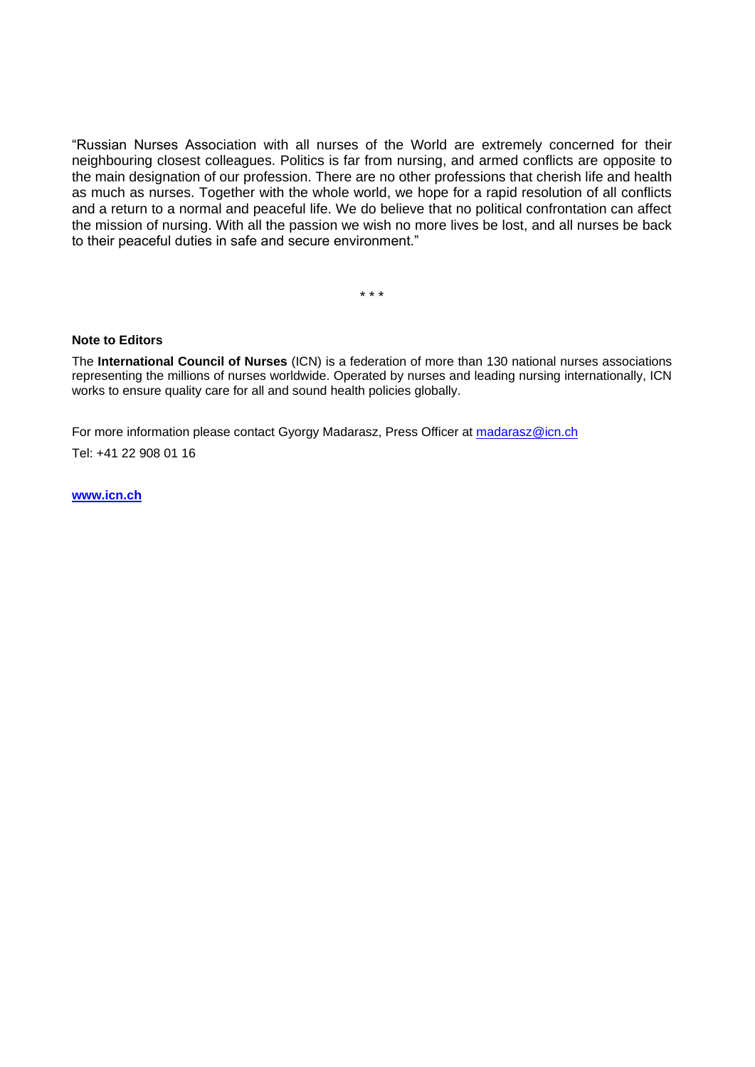"Russian Nurses Association with all nurses of the World are extremely concerned for their neighbouring closest colleagues. Politics is far from nursing, and armed conflicts are opposite to the main designation of our profession. There are no other professions that cherish life and health as much as nurses. Together with the whole world, we hope for a rapid resolution of all conflicts and a return to a normal and peaceful life. We do believe that no political confrontation can affect the mission of nursing. With all the passion we wish no more lives be lost, and all nurses be back to their peaceful duties in safe and secure environment."

\* \* \*

**Note to Editors**

The **International Council of Nurses** (ICN) is a federation of more than 130 national nurses associations representing the millions of nurses worldwide. Operated by nurses and leading nursing internationally, ICN works to ensure quality care for all and sound health policies globally.

For more information please contact Gyorgy Madarasz, Press Officer at madarasz@icn.ch

Tel: +41 22 908 01 16

**www.icn.ch**